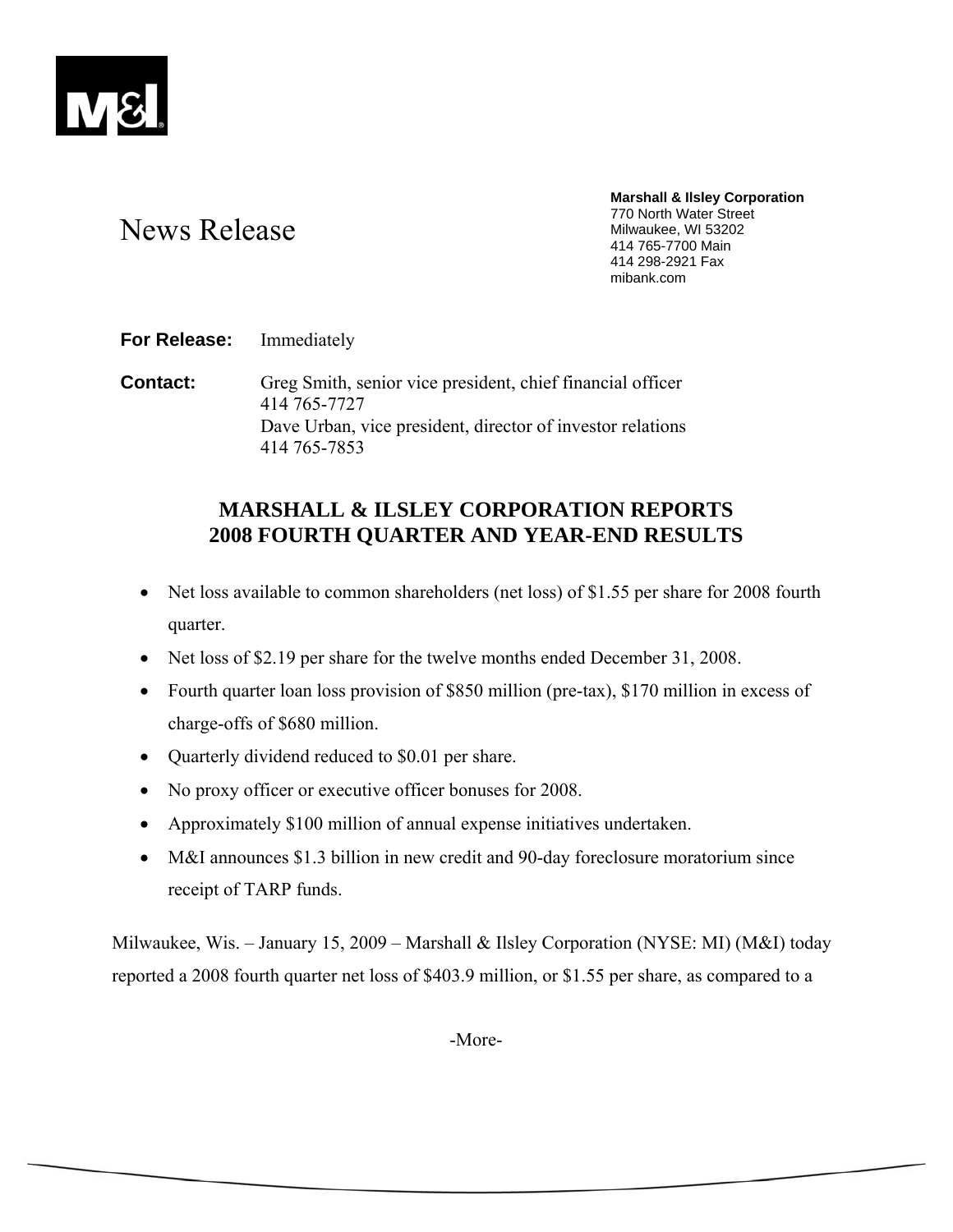M&I

# News Release

**Marshall & Ilsley Corporation**
770 North Water Street
Milwaukee, WI 53202
414 765-7700 Main
414 298-2921 Fax
mibank.com

**For Release:** Immediately

**Contact:** Greg Smith, senior vice president, chief financial officer
414 765-7727
Dave Urban, vice president, director of investor relations
414 765-7853

## MARSHALL & ILSLEY CORPORATION REPORTS 2008 FOURTH QUARTER AND YEAR-END RESULTS

- Net loss available to common shareholders (net loss) of $1.55 per share for 2008 fourth quarter.
- Net loss of $2.19 per share for the twelve months ended December 31, 2008.
- Fourth quarter loan loss provision of $850 million (pre-tax), $170 million in excess of charge-offs of $680 million.
- Quarterly dividend reduced to $0.01 per share.
- No proxy officer or executive officer bonuses for 2008.
- Approximately $100 million of annual expense initiatives undertaken.
- M&I announces $1.3 billion in new credit and 90-day foreclosure moratorium since receipt of TARP funds.

Milwaukee, Wis. – January 15, 2009 – Marshall & Ilsley Corporation (NYSE: MI) (M&I) today reported a 2008 fourth quarter net loss of $403.9 million, or $1.55 per share, as compared to a

-More-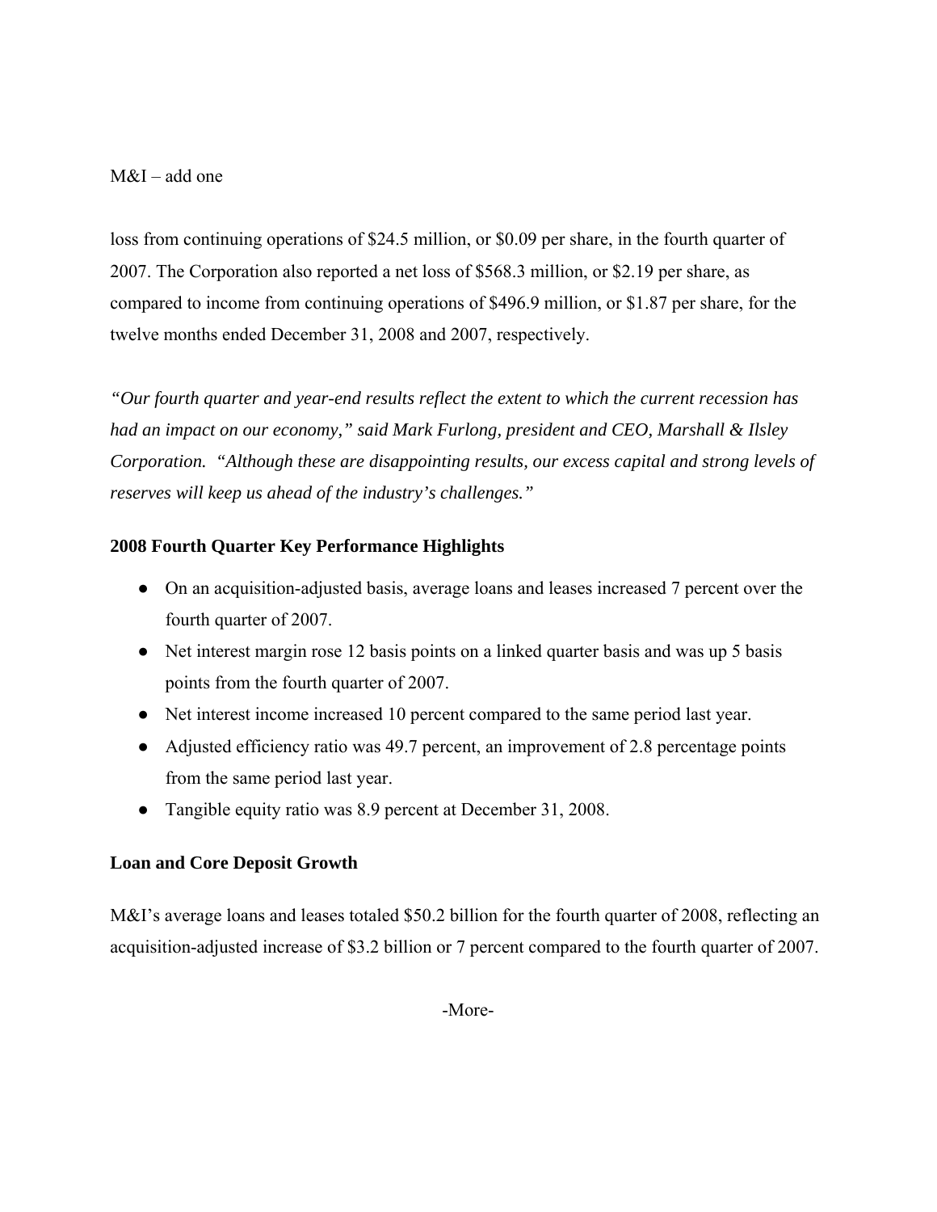loss from continuing operations of $24.5 million, or $0.09 per share, in the fourth quarter of 2007. The Corporation also reported a net loss of $568.3 million, or $2.19 per share, as compared to income from continuing operations of $496.9 million, or $1.87 per share, for the twelve months ended December 31, 2008 and 2007, respectively.

*"Our fourth quarter and year-end results reflect the extent to which the current recession has had an impact on our economy," said Mark Furlong, president and CEO, Marshall & Ilsley Corporation. "Although these are disappointing results, our excess capital and strong levels of reserves will keep us ahead of the industry's challenges."*

**2008 Fourth Quarter Key Performance Highlights**

- On an acquisition-adjusted basis, average loans and leases increased 7 percent over the fourth quarter of 2007.
- Net interest margin rose 12 basis points on a linked quarter basis and was up 5 basis points from the fourth quarter of 2007.
- Net interest income increased 10 percent compared to the same period last year.
- Adjusted efficiency ratio was 49.7 percent, an improvement of 2.8 percentage points from the same period last year.
- Tangible equity ratio was 8.9 percent at December 31, 2008.

**Loan and Core Deposit Growth**

M&I's average loans and leases totaled $50.2 billion for the fourth quarter of 2008, reflecting an acquisition-adjusted increase of $3.2 billion or 7 percent compared to the fourth quarter of 2007.

-More-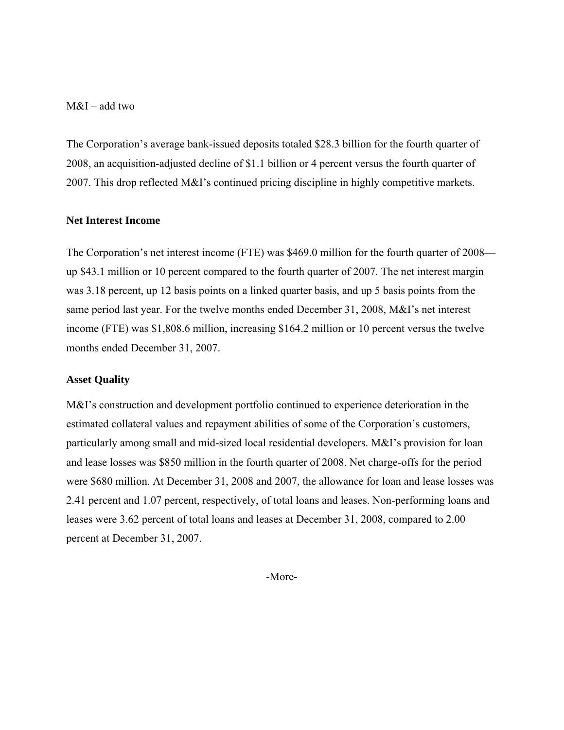M&I – add two

The Corporation's average bank-issued deposits totaled $28.3 billion for the fourth quarter of 2008, an acquisition-adjusted decline of $1.1 billion or 4 percent versus the fourth quarter of 2007. This drop reflected M&I's continued pricing discipline in highly competitive markets.

**Net Interest Income**

The Corporation's net interest income (FTE) was $469.0 million for the fourth quarter of 2008—up $43.1 million or 10 percent compared to the fourth quarter of 2007. The net interest margin was 3.18 percent, up 12 basis points on a linked quarter basis, and up 5 basis points from the same period last year. For the twelve months ended December 31, 2008, M&I's net interest income (FTE) was $1,808.6 million, increasing $164.2 million or 10 percent versus the twelve months ended December 31, 2007.

**Asset Quality**

M&I's construction and development portfolio continued to experience deterioration in the estimated collateral values and repayment abilities of some of the Corporation's customers, particularly among small and mid-sized local residential developers. M&I's provision for loan and lease losses was $850 million in the fourth quarter of 2008. Net charge-offs for the period were $680 million. At December 31, 2008 and 2007, the allowance for loan and lease losses was 2.41 percent and 1.07 percent, respectively, of total loans and leases. Non-performing loans and leases were 3.62 percent of total loans and leases at December 31, 2008, compared to 2.00 percent at December 31, 2007.

-More-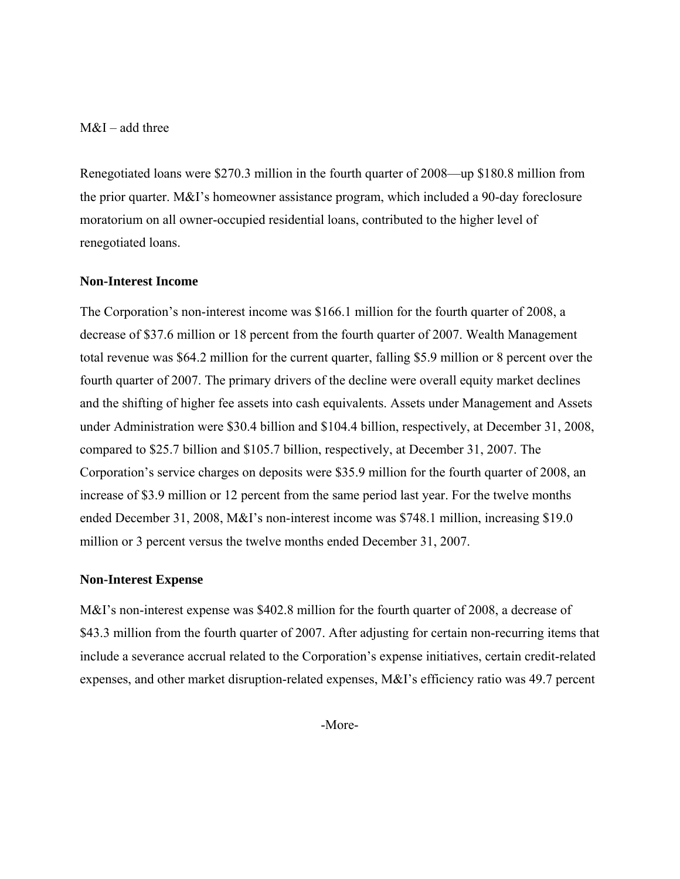Renegotiated loans were $270.3 million in the fourth quarter of 2008—up $180.8 million from the prior quarter. M&I's homeowner assistance program, which included a 90-day foreclosure moratorium on all owner-occupied residential loans, contributed to the higher level of renegotiated loans.

**Non-Interest Income**

The Corporation's non-interest income was $166.1 million for the fourth quarter of 2008, a decrease of $37.6 million or 18 percent from the fourth quarter of 2007. Wealth Management total revenue was $64.2 million for the current quarter, falling $5.9 million or 8 percent over the fourth quarter of 2007. The primary drivers of the decline were overall equity market declines and the shifting of higher fee assets into cash equivalents. Assets under Management and Assets under Administration were $30.4 billion and $104.4 billion, respectively, at December 31, 2008, compared to $25.7 billion and $105.7 billion, respectively, at December 31, 2007. The Corporation's service charges on deposits were $35.9 million for the fourth quarter of 2008, an increase of $3.9 million or 12 percent from the same period last year. For the twelve months ended December 31, 2008, M&I's non-interest income was $748.1 million, increasing $19.0 million or 3 percent versus the twelve months ended December 31, 2007.

**Non-Interest Expense**

M&I's non-interest expense was $402.8 million for the fourth quarter of 2008, a decrease of $43.3 million from the fourth quarter of 2007. After adjusting for certain non-recurring items that include a severance accrual related to the Corporation's expense initiatives, certain credit-related expenses, and other market disruption-related expenses, M&I's efficiency ratio was 49.7 percent

-More-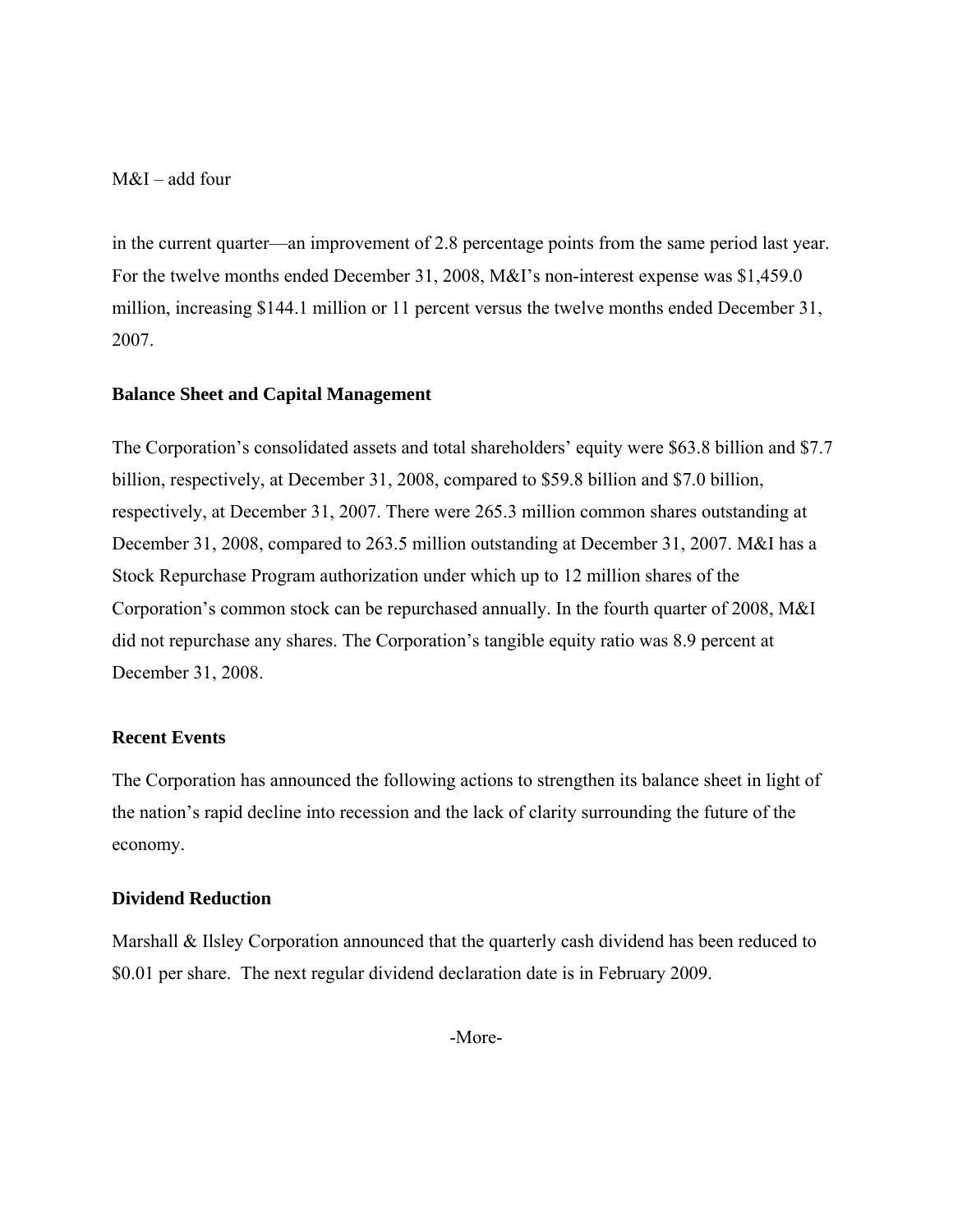in the current quarter—an improvement of 2.8 percentage points from the same period last year. For the twelve months ended December 31, 2008, M&I's non-interest expense was $1,459.0 million, increasing $144.1 million or 11 percent versus the twelve months ended December 31, 2007.

**Balance Sheet and Capital Management**

The Corporation's consolidated assets and total shareholders' equity were $63.8 billion and $7.7 billion, respectively, at December 31, 2008, compared to $59.8 billion and $7.0 billion, respectively, at December 31, 2007. There were 265.3 million common shares outstanding at December 31, 2008, compared to 263.5 million outstanding at December 31, 2007. M&I has a Stock Repurchase Program authorization under which up to 12 million shares of the Corporation's common stock can be repurchased annually. In the fourth quarter of 2008, M&I did not repurchase any shares. The Corporation's tangible equity ratio was 8.9 percent at December 31, 2008.

**Recent Events**

The Corporation has announced the following actions to strengthen its balance sheet in light of the nation's rapid decline into recession and the lack of clarity surrounding the future of the economy.

**Dividend Reduction**

Marshall & Ilsley Corporation announced that the quarterly cash dividend has been reduced to $0.01 per share. The next regular dividend declaration date is in February 2009.

-More-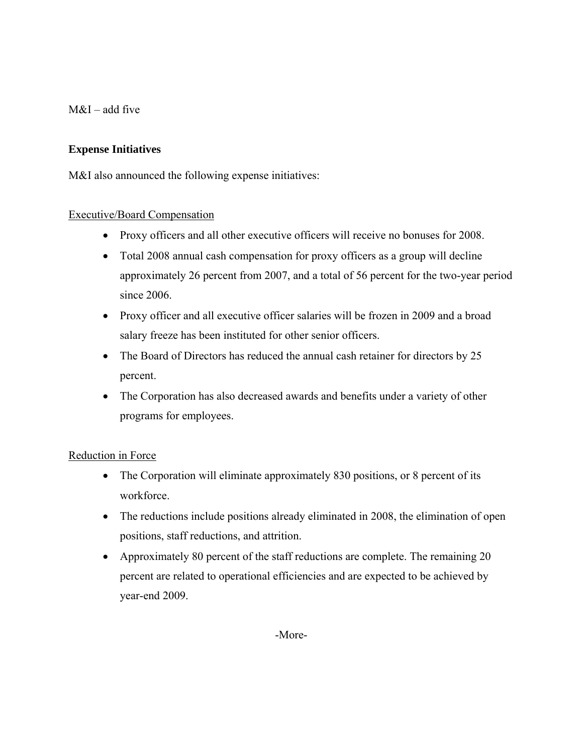M&I – add five

**Expense Initiatives**

M&I also announced the following expense initiatives:

Executive/Board Compensation

- Proxy officers and all other executive officers will receive no bonuses for 2008.
- Total 2008 annual cash compensation for proxy officers as a group will decline approximately 26 percent from 2007, and a total of 56 percent for the two-year period since 2006.
- Proxy officer and all executive officer salaries will be frozen in 2009 and a broad salary freeze has been instituted for other senior officers.
- The Board of Directors has reduced the annual cash retainer for directors by 25 percent.
- The Corporation has also decreased awards and benefits under a variety of other programs for employees.

Reduction in Force

- The Corporation will eliminate approximately 830 positions, or 8 percent of its workforce.
- The reductions include positions already eliminated in 2008, the elimination of open positions, staff reductions, and attrition.
- Approximately 80 percent of the staff reductions are complete. The remaining 20 percent are related to operational efficiencies and are expected to be achieved by year-end 2009.

-More-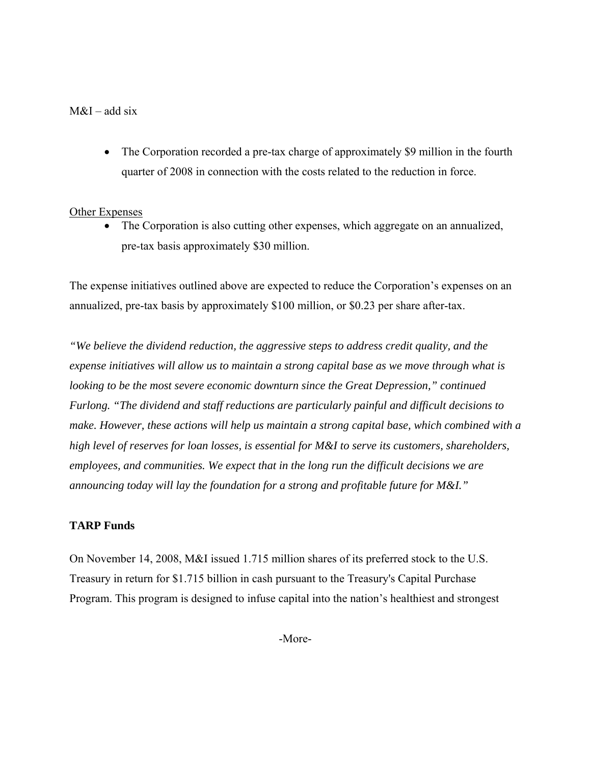- The Corporation recorded a pre-tax charge of approximately $9 million in the fourth quarter of 2008 in connection with the costs related to the reduction in force.

<u>Other Expenses</u>

- The Corporation is also cutting other expenses, which aggregate on an annualized, pre-tax basis approximately $30 million.

The expense initiatives outlined above are expected to reduce the Corporation's expenses on an annualized, pre-tax basis by approximately $100 million, or $0.23 per share after-tax.

*"We believe the dividend reduction, the aggressive steps to address credit quality, and the expense initiatives will allow us to maintain a strong capital base as we move through what is looking to be the most severe economic downturn since the Great Depression," continued Furlong. "The dividend and staff reductions are particularly painful and difficult decisions to make. However, these actions will help us maintain a strong capital base, which combined with a high level of reserves for loan losses, is essential for M&I to serve its customers, shareholders, employees, and communities. We expect that in the long run the difficult decisions we are announcing today will lay the foundation for a strong and profitable future for M&I."*

**TARP Funds**

On November 14, 2008, M&I issued 1.715 million shares of its preferred stock to the U.S. Treasury in return for $1.715 billion in cash pursuant to the Treasury's Capital Purchase Program. This program is designed to infuse capital into the nation's healthiest and strongest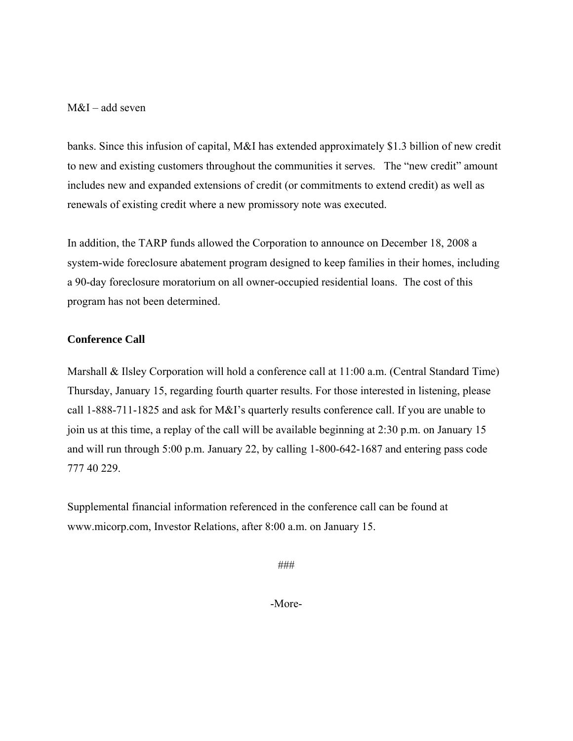banks. Since this infusion of capital, M&I has extended approximately $1.3 billion of new credit to new and existing customers throughout the communities it serves. The "new credit" amount includes new and expanded extensions of credit (or commitments to extend credit) as well as renewals of existing credit where a new promissory note was executed.

In addition, the TARP funds allowed the Corporation to announce on December 18, 2008 a system-wide foreclosure abatement program designed to keep families in their homes, including a 90-day foreclosure moratorium on all owner-occupied residential loans. The cost of this program has not been determined.

**Conference Call**

Marshall & Ilsley Corporation will hold a conference call at 11:00 a.m. (Central Standard Time) Thursday, January 15, regarding fourth quarter results. For those interested in listening, please call 1-888-711-1825 and ask for M&I's quarterly results conference call. If you are unable to join us at this time, a replay of the call will be available beginning at 2:30 p.m. on January 15 and will run through 5:00 p.m. January 22, by calling 1-800-642-1687 and entering pass code 777 40 229.

Supplemental financial information referenced in the conference call can be found at www.micorp.com, Investor Relations, after 8:00 a.m. on January 15.

###

-More-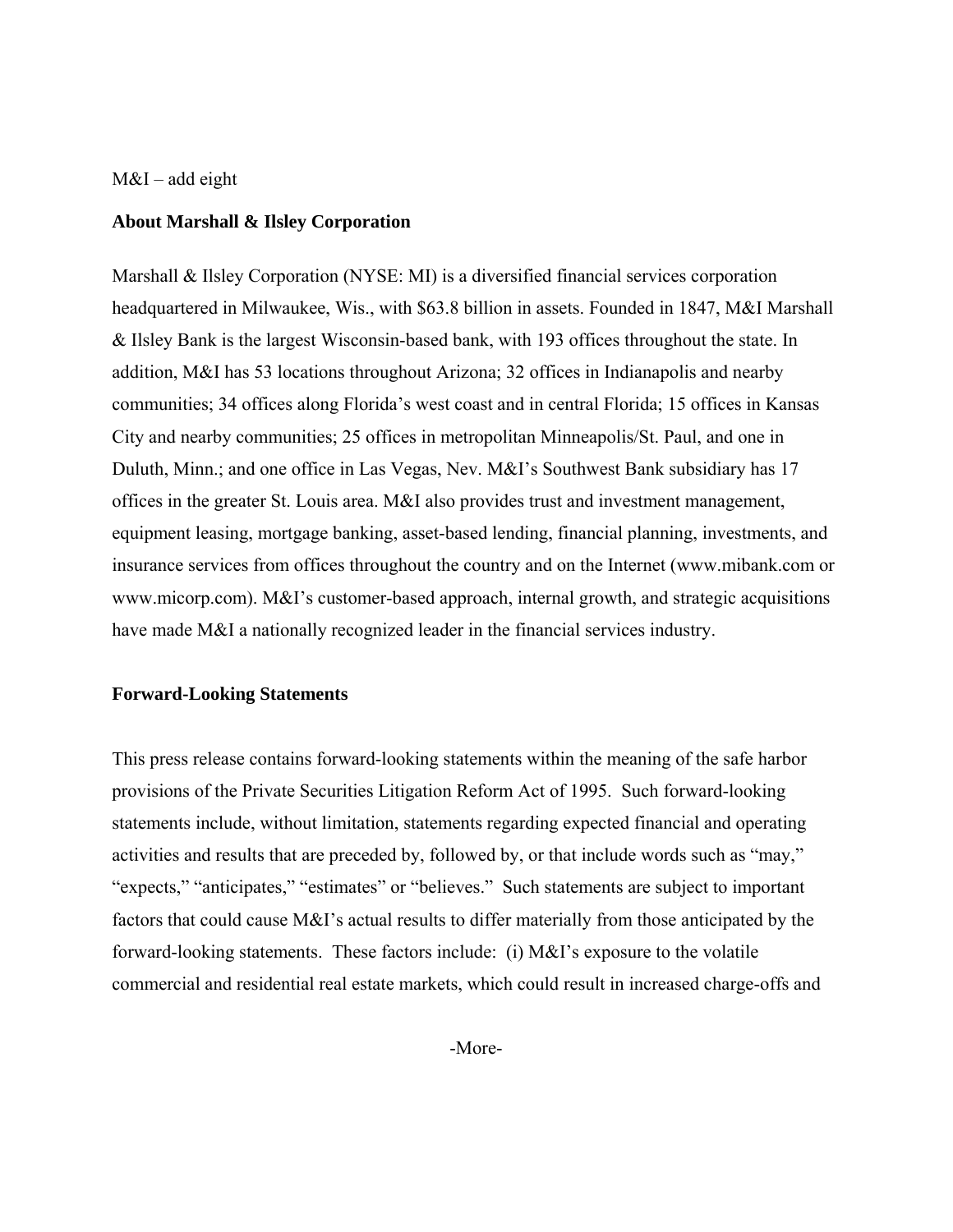M&I – add eight

**About Marshall & Ilsley Corporation**

Marshall & Ilsley Corporation (NYSE: MI) is a diversified financial services corporation headquartered in Milwaukee, Wis., with $63.8 billion in assets. Founded in 1847, M&I Marshall & Ilsley Bank is the largest Wisconsin-based bank, with 193 offices throughout the state. In addition, M&I has 53 locations throughout Arizona; 32 offices in Indianapolis and nearby communities; 34 offices along Florida's west coast and in central Florida; 15 offices in Kansas City and nearby communities; 25 offices in metropolitan Minneapolis/St. Paul, and one in Duluth, Minn.; and one office in Las Vegas, Nev. M&I's Southwest Bank subsidiary has 17 offices in the greater St. Louis area. M&I also provides trust and investment management, equipment leasing, mortgage banking, asset-based lending, financial planning, investments, and insurance services from offices throughout the country and on the Internet (www.mibank.com or www.micorp.com). M&I's customer-based approach, internal growth, and strategic acquisitions have made M&I a nationally recognized leader in the financial services industry.

**Forward-Looking Statements**

This press release contains forward-looking statements within the meaning of the safe harbor provisions of the Private Securities Litigation Reform Act of 1995. Such forward-looking statements include, without limitation, statements regarding expected financial and operating activities and results that are preceded by, followed by, or that include words such as "may," "expects," "anticipates," "estimates" or "believes." Such statements are subject to important factors that could cause M&I's actual results to differ materially from those anticipated by the forward-looking statements. These factors include: (i) M&I's exposure to the volatile commercial and residential real estate markets, which could result in increased charge-offs and

-More-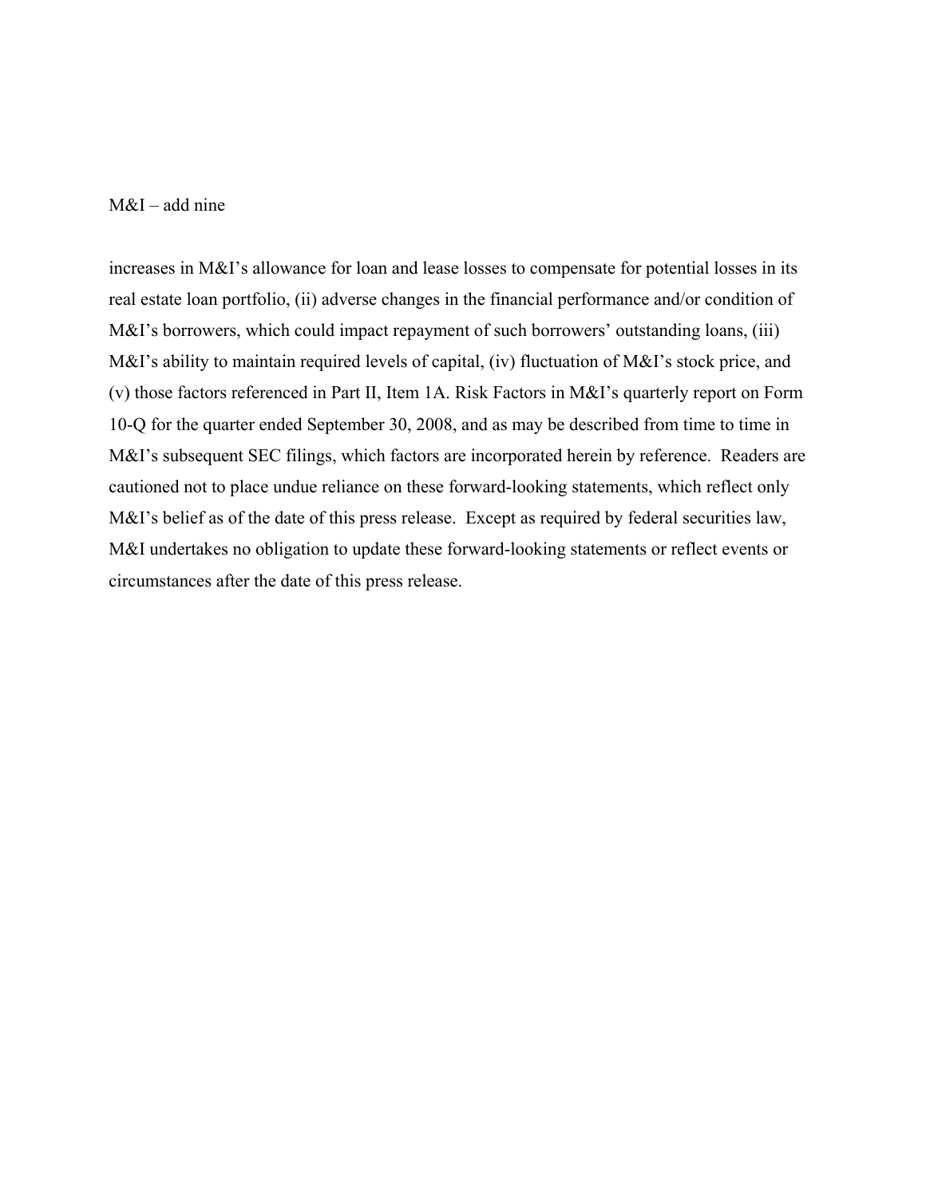increases in M&I's allowance for loan and lease losses to compensate for potential losses in its real estate loan portfolio, (ii) adverse changes in the financial performance and/or condition of M&I's borrowers, which could impact repayment of such borrowers' outstanding loans, (iii) M&I's ability to maintain required levels of capital, (iv) fluctuation of M&I's stock price, and (v) those factors referenced in Part II, Item 1A. Risk Factors in M&I's quarterly report on Form 10-Q for the quarter ended September 30, 2008, and as may be described from time to time in M&I's subsequent SEC filings, which factors are incorporated herein by reference. Readers are cautioned not to place undue reliance on these forward-looking statements, which reflect only M&I's belief as of the date of this press release. Except as required by federal securities law, M&I undertakes no obligation to update these forward-looking statements or reflect events or circumstances after the date of this press release.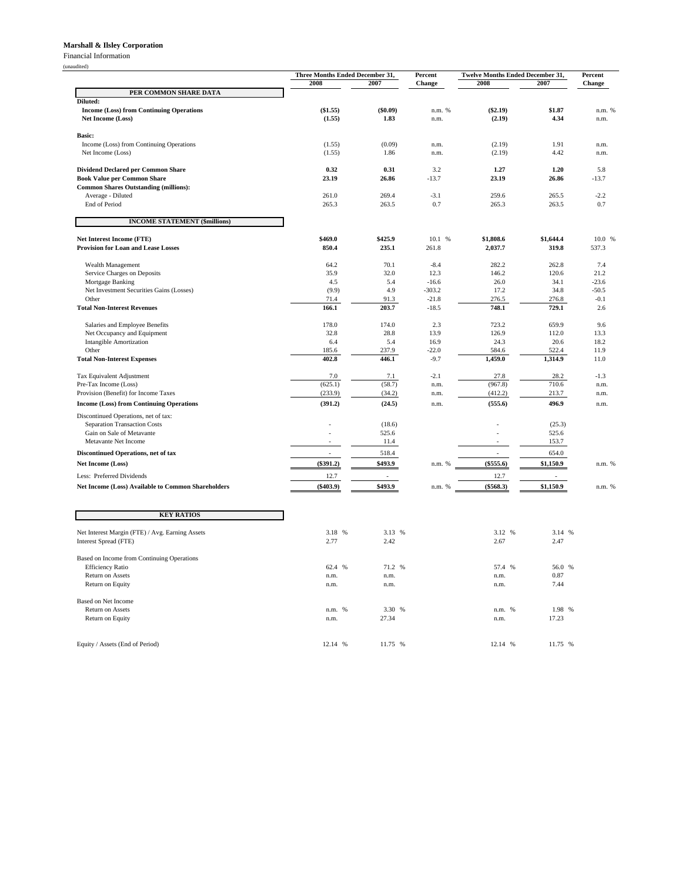**Marshall & Ilsley Corporation**

Financial Information

(unaudited)

| | Three Months Ended December 31, | | Percent | Twelve Months Ended December 31, | | Percent |
|---|---|---|---|---|---|---|
| | 2008 | 2007 | Change | 2008 | 2007 | Change |
| **PER COMMON SHARE DATA** | | | | | | |
| **Diluted:** | | | | | | |
| **Income (Loss) from Continuing Operations** | **($1.55)** | **($0.09)** | n.m. % | **($2.19)** | **$1.87** | n.m. % |
| **Net Income (Loss)** | **(1.55)** | **1.83** | n.m. | **(2.19)** | **4.34** | n.m. |
| **Basic:** | | | | | | |
| Income (Loss) from Continuing Operations | (1.55) | (0.09) | n.m. | (2.19) | 1.91 | n.m. |
| Net Income (Loss) | (1.55) | 1.86 | n.m. | (2.19) | 4.42 | n.m. |
| **Dividend Declared per Common Share** | **0.32** | **0.31** | 3.2 | **1.27** | **1.20** | 5.8 |
| **Book Value per Common Share** | **23.19** | **26.86** | -13.7 | **23.19** | **26.86** | -13.7 |
| **Common Shares Outstanding (millions):** | | | | | | |
| Average - Diluted | 261.0 | 269.4 | -3.1 | 259.6 | 265.5 | -2.2 |
| End of Period | 265.3 | 263.5 | 0.7 | 265.3 | 263.5 | 0.7 |
| **INCOME STATEMENT ($millions)** | | | | | | |
| **Net Interest Income (FTE)** | **$469.0** | **$425.9** | 10.1 % | **$1,808.6** | **$1,644.4** | 10.0 % |
| **Provision for Loan and Lease Losses** | **850.4** | **235.1** | 261.8 | **2,037.7** | **319.8** | 537.3 |
| Wealth Management | 64.2 | 70.1 | -8.4 | 282.2 | 262.8 | 7.4 |
| Service Charges on Deposits | 35.9 | 32.0 | 12.3 | 146.2 | 120.6 | 21.2 |
| Mortgage Banking | 4.5 | 5.4 | -16.6 | 26.0 | 34.1 | -23.6 |
| Net Investment Securities Gains (Losses) | (9.9) | 4.9 | -303.2 | 17.2 | 34.8 | -50.5 |
| Other | 71.4 | 91.3 | -21.8 | 276.5 | 276.8 | -0.1 |
| **Total Non-Interest Revenues** | **166.1** | **203.7** | -18.5 | **748.1** | **729.1** | 2.6 |
| Salaries and Employee Benefits | 178.0 | 174.0 | 2.3 | 723.2 | 659.9 | 9.6 |
| Net Occupancy and Equipment | 32.8 | 28.8 | 13.9 | 126.9 | 112.0 | 13.3 |
| Intangible Amortization | 6.4 | 5.4 | 16.9 | 24.3 | 20.6 | 18.2 |
| Other | 185.6 | 237.9 | -22.0 | 584.6 | 522.4 | 11.9 |
| **Total Non-Interest Expenses** | **402.8** | **446.1** | -9.7 | **1,459.0** | **1,314.9** | 11.0 |
| Tax Equivalent Adjustment | 7.0 | 7.1 | -2.1 | 27.8 | 28.2 | -1.3 |
| Pre-Tax Income (Loss) | (625.1) | (58.7) | n.m. | (967.8) | 710.6 | n.m. |
| Provision (Benefit) for Income Taxes | (233.9) | (34.2) | n.m. | (412.2) | 213.7 | n.m. |
| **Income (Loss) from Continuing Operations** | **(391.2)** | **(24.5)** | n.m. | **(555.6)** | **496.9** | n.m. |
| Discontinued Operations, net of tax: | | | | | | |
| Separation Transaction Costs | - | (18.6) | | - | (25.3) | |
| Gain on Sale of Metavante | - | 525.6 | | - | 525.6 | |
| Metavante Net Income | - | 11.4 | | - | 153.7 | |
| **Discontinued Operations, net of tax** | - | 518.4 | | - | 654.0 | |
| **Net Income (Loss)** | **($391.2)** | **$493.9** | n.m. % | **($555.6)** | **$1,150.9** | n.m. % |
| Less: Preferred Dividends | 12.7 | - | | 12.7 | - | |
| **Net Income (Loss) Available to Common Shareholders** | **($403.9)** | **$493.9** | n.m. % | **($568.3)** | **$1,150.9** | n.m. % |
| **KEY RATIOS** | | | | | | |
| Net Interest Margin (FTE) / Avg. Earning Assets | 3.18 % | 3.13 % | | 3.12 % | 3.14 % | |
| Interest Spread (FTE) | 2.77 | 2.42 | | 2.67 | 2.47 | |
| Based on Income from Continuing Operations | | | | | | |
| Efficiency Ratio | 62.4 % | 71.2 % | | 57.4 % | 56.0 % | |
| Return on Assets | n.m. | n.m. | | n.m. | 0.87 | |
| Return on Equity | n.m. | n.m. | | n.m. | 7.44 | |
| Based on Net Income | | | | | | |
| Return on Assets | n.m. % | 3.30 % | | n.m. % | 1.98 % | |
| Return on Equity | n.m. | 27.34 | | n.m. | 17.23 | |
| Equity / Assets (End of Period) | 12.14 % | 11.75 % | | 12.14 % | 11.75 % | |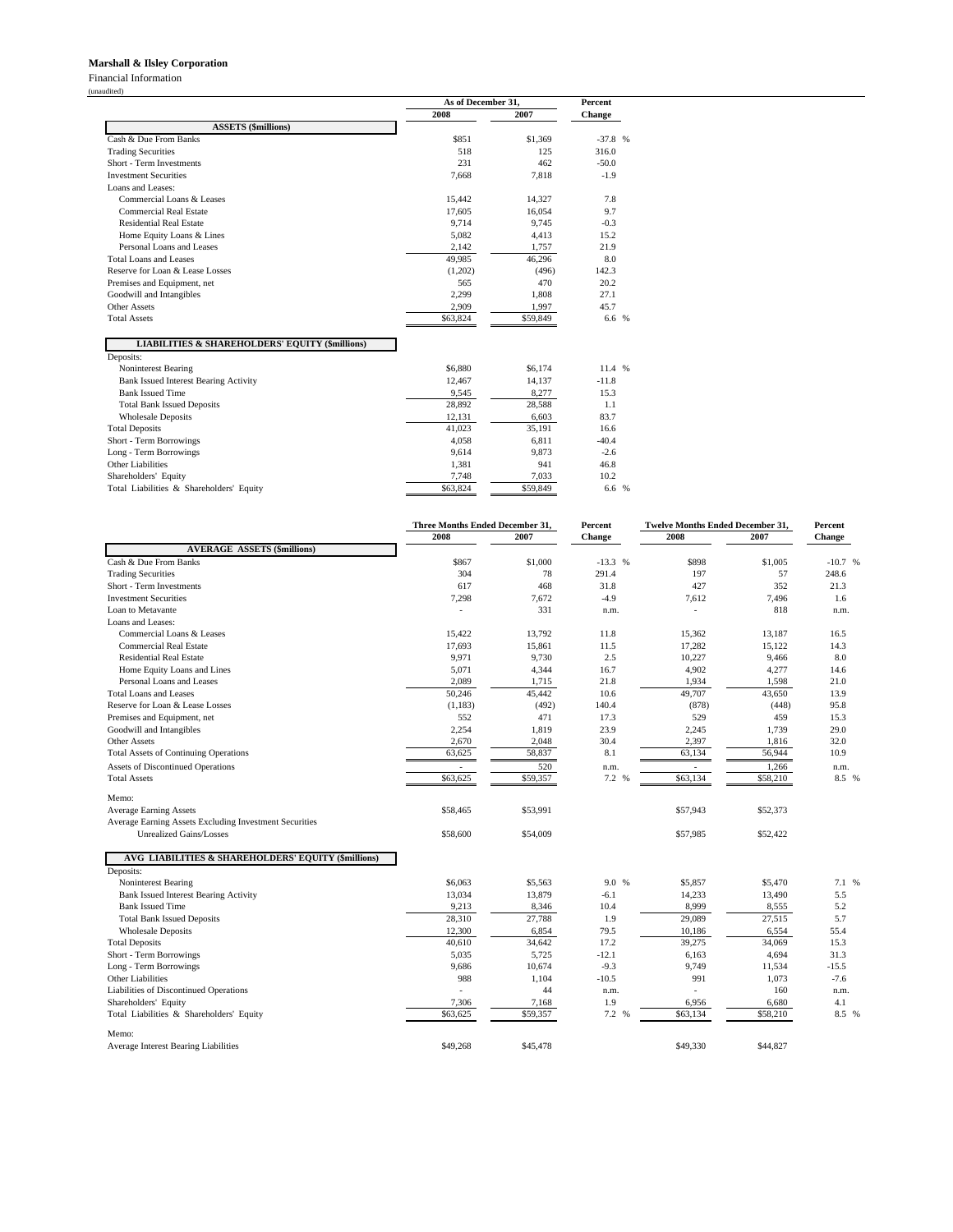**Marshall & Ilsley Corporation**

Financial Information

(unaudited)

| | As of December 31, | | Percent |
|---|---|---|---|
| | 2008 | 2007 | Change |
| **ASSETS ($millions)** | | | |
| Cash & Due From Banks | $851 | $1,369 | -37.8 % |
| Trading Securities | 518 | 125 | 316.0 |
| Short - Term Investments | 231 | 462 | -50.0 |
| Investment Securities | 7,668 | 7,818 | -1.9 |
| Loans and Leases: | | | |
| Commercial Loans & Leases | 15,442 | 14,327 | 7.8 |
| Commercial Real Estate | 17,605 | 16,054 | 9.7 |
| Residential Real Estate | 9,714 | 9,745 | -0.3 |
| Home Equity Loans & Lines | 5,082 | 4,413 | 15.2 |
| Personal Loans and Leases | 2,142 | 1,757 | 21.9 |
| Total Loans and Leases | 49,985 | 46,296 | 8.0 |
| Reserve for Loan & Lease Losses | (1,202) | (496) | 142.3 |
| Premises and Equipment, net | 565 | 470 | 20.2 |
| Goodwill and Intangibles | 2,299 | 1,808 | 27.1 |
| Other Assets | 2,909 | 1,997 | 45.7 |
| Total Assets | $63,824 | $59,849 | 6.6 % |
| **LIABILITIES & SHAREHOLDERS' EQUITY ($millions)** | | | |
| Deposits: | | | |
| Noninterest Bearing | $6,880 | $6,174 | 11.4 % |
| Bank Issued Interest Bearing Activity | 12,467 | 14,137 | -11.8 |
| Bank Issued Time | 9,545 | 8,277 | 15.3 |
| Total Bank Issued Deposits | 28,892 | 28,588 | 1.1 |
| Wholesale Deposits | 12,131 | 6,603 | 83.7 |
| Total Deposits | 41,023 | 35,191 | 16.6 |
| Short - Term Borrowings | 4,058 | 6,811 | -40.4 |
| Long - Term Borrowings | 9,614 | 9,873 | -2.6 |
| Other Liabilities | 1,381 | 941 | 46.8 |
| Shareholders' Equity | 7,748 | 7,033 | 10.2 |
| Total Liabilities & Shareholders' Equity | $63,824 | $59,849 | 6.6 % |

| | Three Months Ended December 31, | | Percent | Twelve Months Ended December 31, | | Percent |
|---|---|---|---|---|---|---|
| | 2008 | 2007 | Change | 2008 | 2007 | Change |
| **AVERAGE ASSETS ($millions)** | | | | | | |
| Cash & Due From Banks | $867 | $1,000 | -13.3 % | $898 | $1,005 | -10.7 % |
| Trading Securities | 304 | 78 | 291.4 | 197 | 57 | 248.6 |
| Short - Term Investments | 617 | 468 | 31.8 | 427 | 352 | 21.3 |
| Investment Securities | 7,298 | 7,672 | -4.9 | 7,612 | 7,496 | 1.6 |
| Loan to Metavante | - | 331 | n.m. | - | 818 | n.m. |
| Loans and Leases: | | | | | | |
| Commercial Loans & Leases | 15,422 | 13,792 | 11.8 | 15,362 | 13,187 | 16.5 |
| Commercial Real Estate | 17,693 | 15,861 | 11.5 | 17,282 | 15,122 | 14.3 |
| Residential Real Estate | 9,971 | 9,730 | 2.5 | 10,227 | 9,466 | 8.0 |
| Home Equity Loans and Lines | 5,071 | 4,344 | 16.7 | 4,902 | 4,277 | 14.6 |
| Personal Loans and Leases | 2,089 | 1,715 | 21.8 | 1,934 | 1,598 | 21.0 |
| Total Loans and Leases | 50,246 | 45,442 | 10.6 | 49,707 | 43,650 | 13.9 |
| Reserve for Loan & Lease Losses | (1,183) | (492) | 140.4 | (878) | (448) | 95.8 |
| Premises and Equipment, net | 552 | 471 | 17.3 | 529 | 459 | 15.3 |
| Goodwill and Intangibles | 2,254 | 1,819 | 23.9 | 2,245 | 1,739 | 29.0 |
| Other Assets | 2,670 | 2,048 | 30.4 | 2,397 | 1,816 | 32.0 |
| Total Assets of Continuing Operations | 63,625 | 58,837 | 8.1 | 63,134 | 56,944 | 10.9 |
| Assets of Discontinued Operations | - | 520 | n.m. | - | 1,266 | n.m. |
| Total Assets | $63,625 | $59,357 | 7.2 % | $63,134 | $58,210 | 8.5 % |
| Memo: | | | | | | |
| Average Earning Assets | $58,465 | $53,991 | | $57,943 | $52,373 | |
| Average Earning Assets Excluding Investment Securities Unrealized Gains/Losses | $58,600 | $54,009 | | $57,985 | $52,422 | |
| **AVG LIABILITIES & SHAREHOLDERS' EQUITY ($millions)** | | | | | | |
| Deposits: | | | | | | |
| Noninterest Bearing | $6,063 | $5,563 | 9.0 % | $5,857 | $5,470 | 7.1 % |
| Bank Issued Interest Bearing Activity | 13,034 | 13,879 | -6.1 | 14,233 | 13,490 | 5.5 |
| Bank Issued Time | 9,213 | 8,346 | 10.4 | 8,999 | 8,555 | 5.2 |
| Total Bank Issued Deposits | 28,310 | 27,788 | 1.9 | 29,089 | 27,515 | 5.7 |
| Wholesale Deposits | 12,300 | 6,854 | 79.5 | 10,186 | 6,554 | 55.4 |
| Total Deposits | 40,610 | 34,642 | 17.2 | 39,275 | 34,069 | 15.3 |
| Short - Term Borrowings | 5,035 | 5,725 | -12.1 | 6,163 | 4,694 | 31.3 |
| Long - Term Borrowings | 9,686 | 10,674 | -9.3 | 9,749 | 11,534 | -15.5 |
| Other Liabilities | 988 | 1,104 | -10.5 | 991 | 1,073 | -7.6 |
| Liabilities of Discontinued Operations | - | 44 | n.m. | - | 160 | n.m. |
| Shareholders' Equity | 7,306 | 7,168 | 1.9 | 6,956 | 6,680 | 4.1 |
| Total Liabilities & Shareholders' Equity | $63,625 | $59,357 | 7.2 % | $63,134 | $58,210 | 8.5 % |
| Memo: | | | | | | |
| Average Interest Bearing Liabilities | $49,268 | $45,478 | | $49,330 | $44,827 | |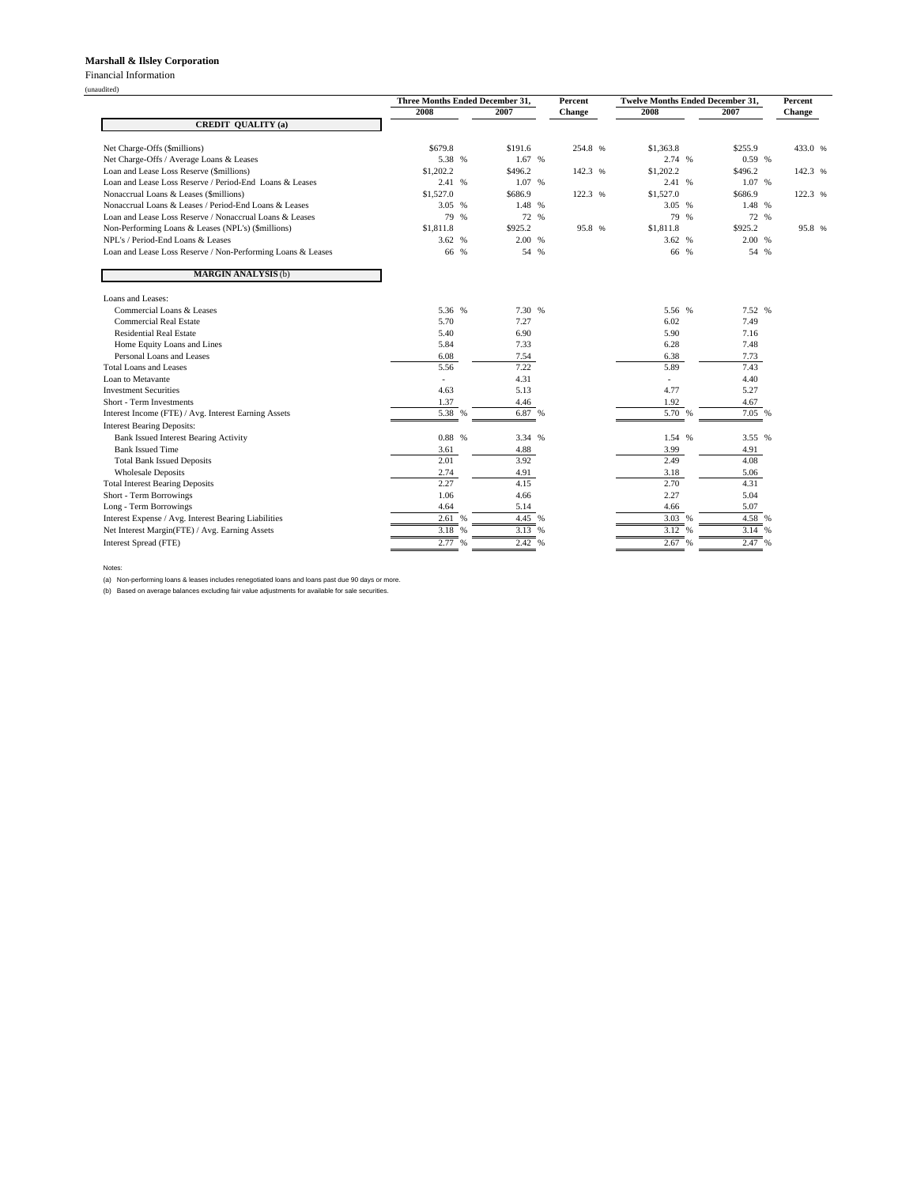**Marshall & Ilsley Corporation**

Financial Information

(unaudited)

| | Three Months Ended December 31, | | Percent | Twelve Months Ended December 31, | | Percent |
|---|---|---|---|---|---|---|
| | 2008 | 2007 | Change | 2008 | 2007 | Change |
| **CREDIT QUALITY (a)** | | | | | | |
| Net Charge-Offs ($millions) | $679.8 | $191.6 | 254.8 % | $1,363.8 | $255.9 | 433.0 % |
| Net Charge-Offs / Average Loans & Leases | 5.38 % | 1.67 % | | 2.74 % | 0.59 % | |
| Loan and Lease Loss Reserve ($millions) | $1,202.2 | $496.2 | 142.3 % | $1,202.2 | $496.2 | 142.3 % |
| Loan and Lease Loss Reserve / Period-End Loans & Leases | 2.41 % | 1.07 % | | 2.41 % | 1.07 % | |
| Nonaccrual Loans & Leases ($millions) | $1,527.0 | $686.9 | 122.3 % | $1,527.0 | $686.9 | 122.3 % |
| Nonaccrual Loans & Leases / Period-End Loans & Leases | 3.05 % | 1.48 % | | 3.05 % | 1.48 % | |
| Loan and Lease Loss Reserve / Nonaccrual Loans & Leases | 79 % | 72 % | | 79 % | 72 % | |
| Non-Performing Loans & Leases (NPL's) ($millions) | $1,811.8 | $925.2 | 95.8 % | $1,811.8 | $925.2 | 95.8 % |
| NPL's / Period-End Loans & Leases | 3.62 % | 2.00 % | | 3.62 % | 2.00 % | |
| Loan and Lease Loss Reserve / Non-Performing Loans & Leases | 66 % | 54 % | | 66 % | 54 % | |
| **MARGIN ANALYSIS (b)** | | | | | | |
| Loans and Leases: | | | | | | |
| Commercial Loans & Leases | 5.36 % | 7.30 % | | 5.56 % | 7.52 % | |
| Commercial Real Estate | 5.70 | 7.27 | | 6.02 | 7.49 | |
| Residential Real Estate | 5.40 | 6.90 | | 5.90 | 7.16 | |
| Home Equity Loans and Lines | 5.84 | 7.33 | | 6.28 | 7.48 | |
| Personal Loans and Leases | 6.08 | 7.54 | | 6.38 | 7.73 | |
| Total Loans and Leases | 5.56 | 7.22 | | 5.89 | 7.43 | |
| Loan to Metavante | - | 4.31 | | - | 4.40 | |
| Investment Securities | 4.63 | 5.13 | | 4.77 | 5.27 | |
| Short - Term Investments | 1.37 | 4.46 | | 1.92 | 4.67 | |
| Interest Income (FTE) / Avg. Interest Earning Assets | 5.38 % | 6.87 % | | 5.70 % | 7.05 % | |
| Interest Bearing Deposits: | | | | | | |
| Bank Issued Interest Bearing Activity | 0.88 % | 3.34 % | | 1.54 % | 3.55 % | |
| Bank Issued Time | 3.61 | 4.88 | | 3.99 | 4.91 | |
| Total Bank Issued Deposits | 2.01 | 3.92 | | 2.49 | 4.08 | |
| Wholesale Deposits | 2.74 | 4.91 | | 3.18 | 5.06 | |
| Total Interest Bearing Deposits | 2.27 | 4.15 | | 2.70 | 4.31 | |
| Short - Term Borrowings | 1.06 | 4.66 | | 2.27 | 5.04 | |
| Long - Term Borrowings | 4.64 | 5.14 | | 4.66 | 5.07 | |
| Interest Expense / Avg. Interest Bearing Liabilities | 2.61 % | 4.45 % | | 3.03 % | 4.58 % | |
| Net Interest Margin(FTE) / Avg. Earning Assets | 3.18 % | 3.13 % | | 3.12 % | 3.14 % | |
| Interest Spread (FTE) | 2.77 % | 2.42 % | | 2.67 % | 2.47 % | |

Notes:

(a) Non-performing loans & leases includes renegotiated loans and loans past due 90 days or more.

(b) Based on average balances excluding fair value adjustments for available for sale securities.